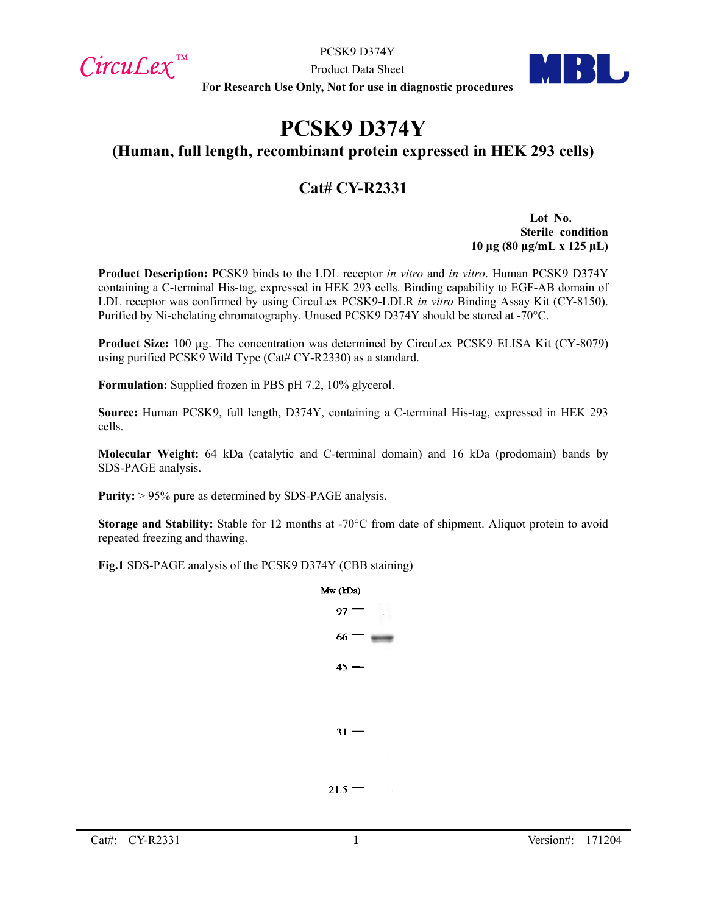# PCSK9 D374Y

## (Human, full length, recombinant protein expressed in HEK 293 cells)

### Cat# CY-R2331

**Lot No.**
**Sterile condition**
**10 µg (80 µg/mL x 125 µL)**

**Product Description:** PCSK9 binds to the LDL receptor *in vitro* and *in vitro*. Human PCSK9 D374Y containing a C-terminal His-tag, expressed in HEK 293 cells. Binding capability to EGF-AB domain of LDL receptor was confirmed by using CircuLex PCSK9-LDLR *in vitro* Binding Assay Kit (CY-8150). Purified by Ni-chelating chromatography. Unused PCSK9 D374Y should be stored at -70°C.

**Product Size:** 100 µg. The concentration was determined by CircuLex PCSK9 ELISA Kit (CY-8079) using purified PCSK9 Wild Type (Cat# CY-R2330) as a standard.

**Formulation:** Supplied frozen in PBS pH 7.2, 10% glycerol.

**Source:** Human PCSK9, full length, D374Y, containing a C-terminal His-tag, expressed in HEK 293 cells.

**Molecular Weight:** 64 kDa (catalytic and C-terminal domain) and 16 kDa (prodomain) bands by SDS-PAGE analysis.

**Purity:** > 95% pure as determined by SDS-PAGE analysis.

**Storage and Stability:** Stable for 12 months at -70°C from date of shipment. Aliquot protein to avoid repeated freezing and thawing.

**Fig.1** SDS-PAGE analysis of the PCSK9 D374Y (CBB staining)

Mw (kDa)

97
66
45
31
21.5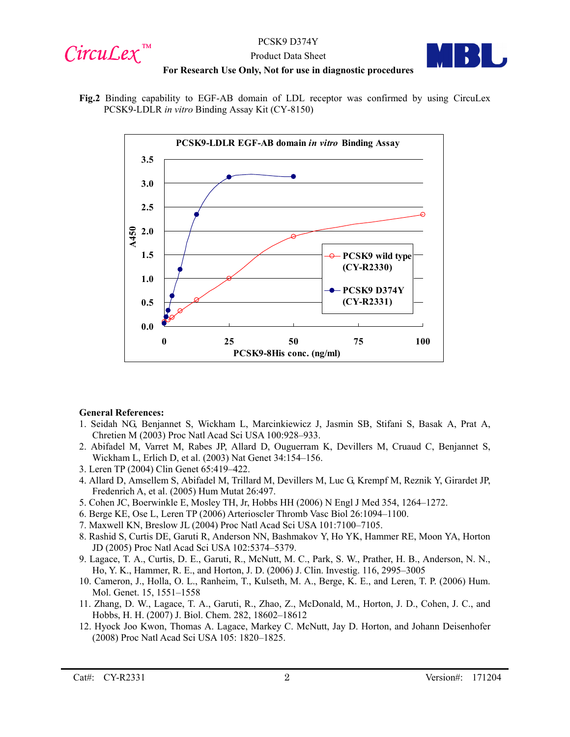**Fig.2** Binding capability to EGF-AB domain of LDL receptor was confirmed by using CircuLex PCSK9-LDLR *in vitro* Binding Assay Kit (CY-8150)

**General References:**

1. Seidah NG, Benjannet S, Wickham L, Marcinkiewicz J, Jasmin SB, Stifani S, Basak A, Prat A, Chretien M (2003) Proc Natl Acad Sci USA 100:928–933.
2. Abifadel M, Varret M, Rabes JP, Allard D, Ouguerram K, Devillers M, Cruaud C, Benjannet S, Wickham L, Erlich D, et al. (2003) Nat Genet 34:154–156.
3. Leren TP (2004) Clin Genet 65:419–422.
4. Allard D, Amsellem S, Abifadel M, Trillard M, Devillers M, Luc G, Krempf M, Reznik Y, Girardet JP, Fredenrich A, et al. (2005) Hum Mutat 26:497.
5. Cohen JC, Boerwinkle E, Mosley TH, Jr, Hobbs HH (2006) N Engl J Med 354, 1264–1272.
6. Berge KE, Ose L, Leren TP (2006) Arterioscler Thromb Vasc Biol 26:1094–1100.
7. Maxwell KN, Breslow JL (2004) Proc Natl Acad Sci USA 101:7100–7105.
8. Rashid S, Curtis DE, Garuti R, Anderson NN, Bashmakov Y, Ho YK, Hammer RE, Moon YA, Horton JD (2005) Proc Natl Acad Sci USA 102:5374–5379.
9. Lagace, T. A., Curtis, D. E., Garuti, R., McNutt, M. C., Park, S. W., Prather, H. B., Anderson, N. N., Ho, Y. K., Hammer, R. E., and Horton, J. D. (2006) J. Clin. Investig. 116, 2995–3005
10. Cameron, J., Holla, O. L., Ranheim, T., Kulseth, M. A., Berge, K. E., and Leren, T. P. (2006) Hum. Mol. Genet. 15, 1551–1558
11. Zhang, D. W., Lagace, T. A., Garuti, R., Zhao, Z., McDonald, M., Horton, J. D., Cohen, J. C., and Hobbs, H. H. (2007) J. Biol. Chem. 282, 18602–18612
12. Hyock Joo Kwon, Thomas A. Lagace, Markey C. McNutt, Jay D. Horton, and Johann Deisenhofer (2008) Proc Natl Acad Sci USA 105: 1820–1825.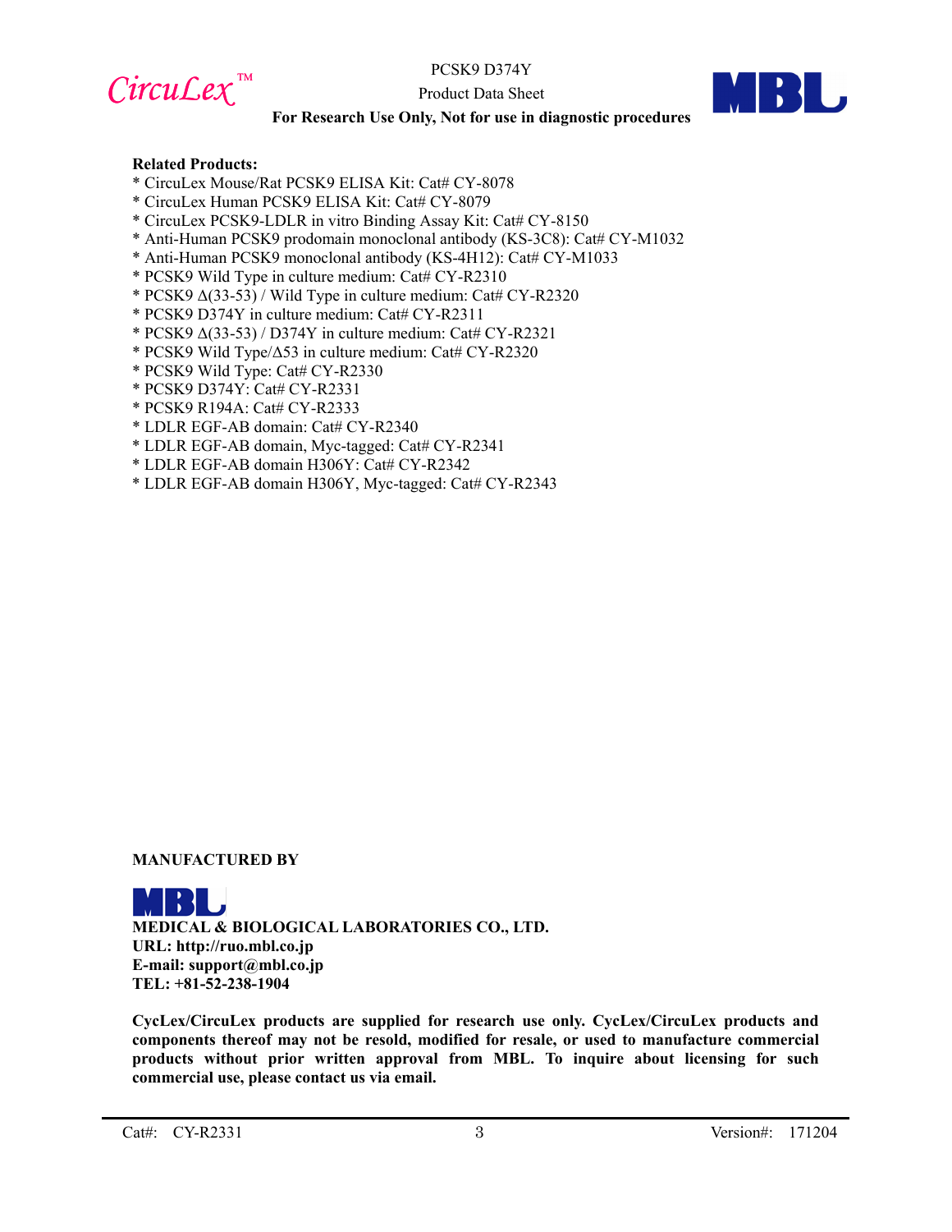**Related Products:**

* CircuLex Mouse/Rat PCSK9 ELISA Kit: Cat# CY-8078
* CircuLex Human PCSK9 ELISA Kit: Cat# CY-8079
* CircuLex PCSK9-LDLR in vitro Binding Assay Kit: Cat# CY-8150
* Anti-Human PCSK9 prodomain monoclonal antibody (KS-3C8): Cat# CY-M1032
* Anti-Human PCSK9 monoclonal antibody (KS-4H12): Cat# CY-M1033
* PCSK9 Wild Type in culture medium: Cat# CY-R2310
* PCSK9 Δ(33-53) / Wild Type in culture medium: Cat# CY-R2320
* PCSK9 D374Y in culture medium: Cat# CY-R2311
* PCSK9 Δ(33-53) / D374Y in culture medium: Cat# CY-R2321
* PCSK9 Wild Type/Δ53 in culture medium: Cat# CY-R2320
* PCSK9 Wild Type: Cat# CY-R2330
* PCSK9 D374Y: Cat# CY-R2331
* PCSK9 R194A: Cat# CY-R2333
* LDLR EGF-AB domain: Cat# CY-R2340
* LDLR EGF-AB domain, Myc-tagged: Cat# CY-R2341
* LDLR EGF-AB domain H306Y: Cat# CY-R2342
* LDLR EGF-AB domain H306Y, Myc-tagged: Cat# CY-R2343

**MANUFACTURED BY**

**MEDICAL & BIOLOGICAL LABORATORIES CO., LTD.**
**URL: http://ruo.mbl.co.jp**
**E-mail: support@mbl.co.jp**
**TEL: +81-52-238-1904**

**CycLex/CircuLex products are supplied for research use only. CycLex/CircuLex products and components thereof may not be resold, modified for resale, or used to manufacture commercial products without prior written approval from MBL. To inquire about licensing for such commercial use, please contact us via email.**